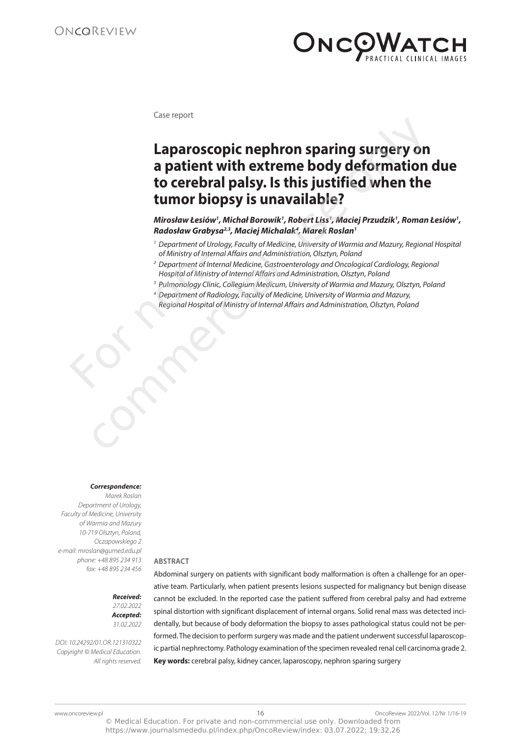Case report

# Laparoscopic nephron sparing surgery on a patient with extreme body deformation due to cerebral palsy. Is this justified when the tumor biopsy is unavailable?

*Mirosław Łesiów[1], Michał Borowik[1], Robert Liss[1], Maciej Przudzik[1], Roman Łesiów[1], Radosław Grabysa[2,3], Maciej Michalak[4], Marek Roslan[1]*

[1] *Department of Urology, Faculty of Medicine, University of Warmia and Mazury, Regional Hospital of Ministry of Internal Affairs and Administration, Olsztyn, Poland*

[2] *Department of Internal Medicine, Gastroenterology and Oncological Cardiology, Regional Hospital of Ministry of Internal Affairs and Administration, Olsztyn, Poland*

[3] *Pulmonology Clinic, Collegium Medicum, University of Warmia and Mazury, Olsztyn, Poland*

[4] *Department of Radiology, Faculty of Medicine, University of Warmia and Mazury, Regional Hospital of Ministry of Internal Affairs and Administration, Olsztyn, Poland*

***Correspondence:***
*Marek Roslan*
*Department of Urology,*
*Faculty of Medicine, University of Warmia and Mazury*
*10-719 Olsztyn, Poland,*
*Oczapowskiego 2*
*e-mail: mroslan@gumed.edu.pl*
*phone: +48 895 234 913*
*fax: +48 895 234 456*

***Received:*** *27.02.2022*
***Accepted:*** *31.02.2022*

*DOI: 10.24292/01.OR.121310322*
*Copyright © Medical Education. All rights reserved.*

## ABSTRACT

Abdominal surgery on patients with significant body malformation is often a challenge for an operative team. Particularly, when patient presents lesions suspected for malignancy but benign disease cannot be excluded. In the reported case the patient suffered from cerebral palsy and had extreme spinal distortion with significant displacement of internal organs. Solid renal mass was detected incidentally, but because of body deformation the biopsy to asses pathological status could not be performed. The decision to perform surgery was made and the patient underwent successful laparoscopic partial nephrectomy. Pathology examination of the specimen revealed renal cell carcinoma grade 2.

**Key words:** cerebral palsy, kidney cancer, laparoscopy, nephron sparing surgery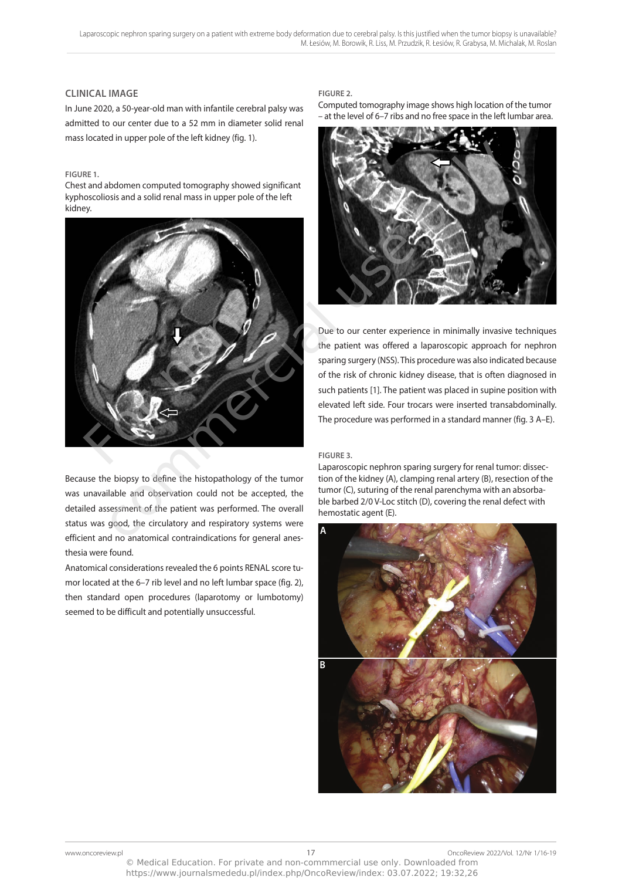## CLINICAL IMAGE

In June 2020, a 50-year-old man with infantile cerebral palsy was admitted to our center due to a 52 mm in diameter solid renal mass located in upper pole of the left kidney (fig. 1).

**FIGURE 1.**
Chest and abdomen computed tomography showed significant kyphoscoliosis and a solid renal mass in upper pole of the left kidney.

Because the biopsy to define the histopathology of the tumor was unavailable and observation could not be accepted, the detailed assessment of the patient was performed. The overall status was good, the circulatory and respiratory systems were efficient and no anatomical contraindications for general anesthesia were found.

Anatomical considerations revealed the 6 points RENAL score tumor located at the 6–7 rib level and no left lumbar space (fig. 2), then standard open procedures (laparotomy or lumbotomy) seemed to be difficult and potentially unsuccessful.

**FIGURE 2.**
Computed tomography image shows high location of the tumor – at the level of 6–7 ribs and no free space in the left lumbar area.

Due to our center experience in minimally invasive techniques the patient was offered a laparoscopic approach for nephron sparing surgery (NSS). This procedure was also indicated because of the risk of chronic kidney disease, that is often diagnosed in such patients [1]. The patient was placed in supine position with elevated left side. Four trocars were inserted transabdominally. The procedure was performed in a standard manner (fig. 3 A–E).

**FIGURE 3.**
Laparoscopic nephron sparing surgery for renal tumor: dissection of the kidney (A), clamping renal artery (B), resection of the tumor (C), suturing of the renal parenchyma with an absorbable barbed 2/0 V-Loc stitch (D), covering the renal defect with hemostatic agent (E).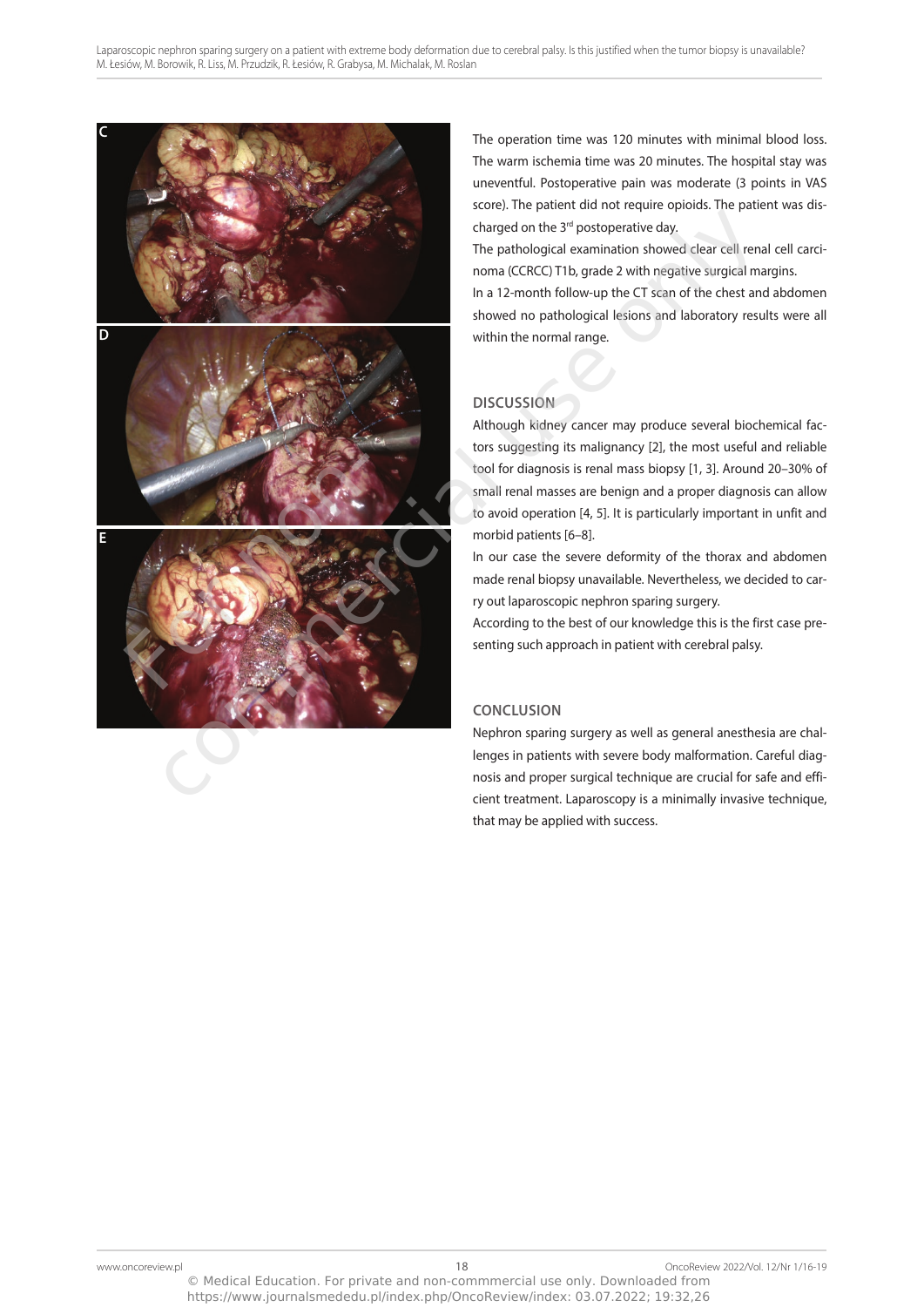C

D

E

The operation time was 120 minutes with minimal blood loss. The warm ischemia time was 20 minutes. The hospital stay was uneventful. Postoperative pain was moderate (3 points in VAS score). The patient did not require opioids. The patient was discharged on the 3rd postoperative day.

The pathological examination showed clear cell renal cell carcinoma (CCRCC) T1b, grade 2 with negative surgical margins.

In a 12-month follow-up the CT scan of the chest and abdomen showed no pathological lesions and laboratory results were all within the normal range.

## DISCUSSION

Although kidney cancer may produce several biochemical factors suggesting its malignancy [2], the most useful and reliable tool for diagnosis is renal mass biopsy [1, 3]. Around 20–30% of small renal masses are benign and a proper diagnosis can allow to avoid operation [4, 5]. It is particularly important in unfit and morbid patients [6–8].

In our case the severe deformity of the thorax and abdomen made renal biopsy unavailable. Nevertheless, we decided to carry out laparoscopic nephron sparing surgery.

According to the best of our knowledge this is the first case presenting such approach in patient with cerebral palsy.

## CONCLUSION

Nephron sparing surgery as well as general anesthesia are challenges in patients with severe body malformation. Careful diagnosis and proper surgical technique are crucial for safe and efficient treatment. Laparoscopy is a minimally invasive technique, that may be applied with success.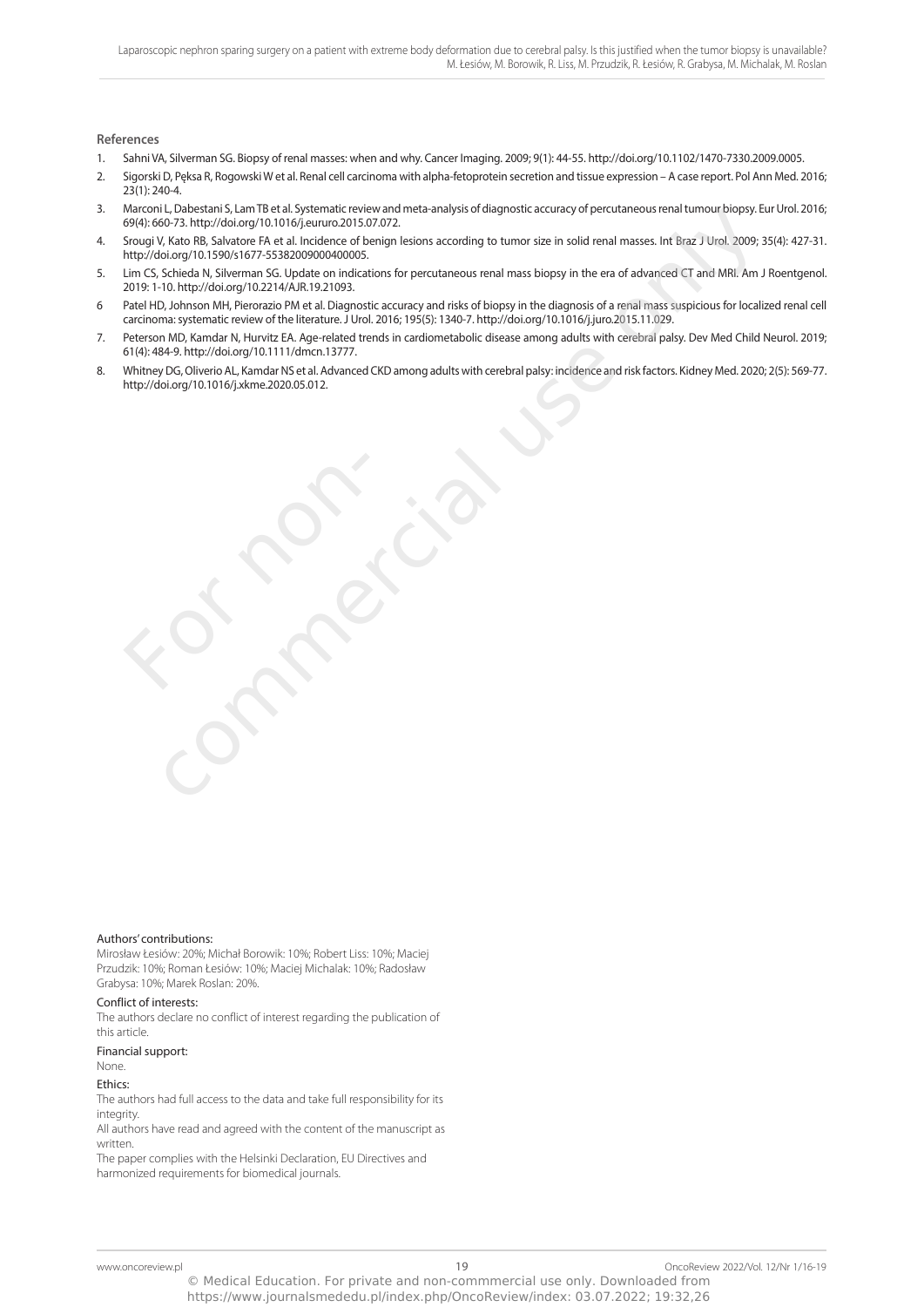## References

1. Sahni VA, Silverman SG. Biopsy of renal masses: when and why. Cancer Imaging. 2009; 9(1): 44-55. http://doi.org/10.1102/1470-7330.2009.0005.
2. Sigorski D, Pęksa R, Rogowski W et al. Renal cell carcinoma with alpha-fetoprotein secretion and tissue expression – A case report. Pol Ann Med. 2016; 23(1): 240-4.
3. Marconi L, Dabestani S, Lam TB et al. Systematic review and meta-analysis of diagnostic accuracy of percutaneous renal tumour biopsy. Eur Urol. 2016; 69(4): 660-73. http://doi.org/10.1016/j.eururo.2015.07.072.
4. Srougi V, Kato RB, Salvatore FA et al. Incidence of benign lesions according to tumor size in solid renal masses. Int Braz J Urol. 2009; 35(4): 427-31. http://doi.org/10.1590/s1677-55382009000400005.
5. Lim CS, Schieda N, Silverman SG. Update on indications for percutaneous renal mass biopsy in the era of advanced CT and MRI. Am J Roentgenol. 2019: 1-10. http://doi.org/10.2214/AJR.19.21093.
6. Patel HD, Johnson MH, Pierorazio PM et al. Diagnostic accuracy and risks of biopsy in the diagnosis of a renal mass suspicious for localized renal cell carcinoma: systematic review of the literature. J Urol. 2016; 195(5): 1340-7. http://doi.org/10.1016/j.juro.2015.11.029.
7. Peterson MD, Kamdar N, Hurvitz EA. Age-related trends in cardiometabolic disease among adults with cerebral palsy. Dev Med Child Neurol. 2019; 61(4): 484-9. http://doi.org/10.1111/dmcn.13777.
8. Whitney DG, Oliverio AL, Kamdar NS et al. Advanced CKD among adults with cerebral palsy: incidence and risk factors. Kidney Med. 2020; 2(5): 569-77. http://doi.org/10.1016/j.xkme.2020.05.012.

Authors' contributions:
Mirosław Łesiów: 20%; Michał Borowik: 10%; Robert Liss: 10%; Maciej Przudzik: 10%; Roman Łesiów: 10%; Maciej Michalak: 10%; Radosław Grabysa: 10%; Marek Roslan: 20%.

Conflict of interests:
The authors declare no conflict of interest regarding the publication of this article.

Financial support:
None.

Ethics:
The authors had full access to the data and take full responsibility for its integrity.
All authors have read and agreed with the content of the manuscript as written.
The paper complies with the Helsinki Declaration, EU Directives and harmonized requirements for biomedical journals.